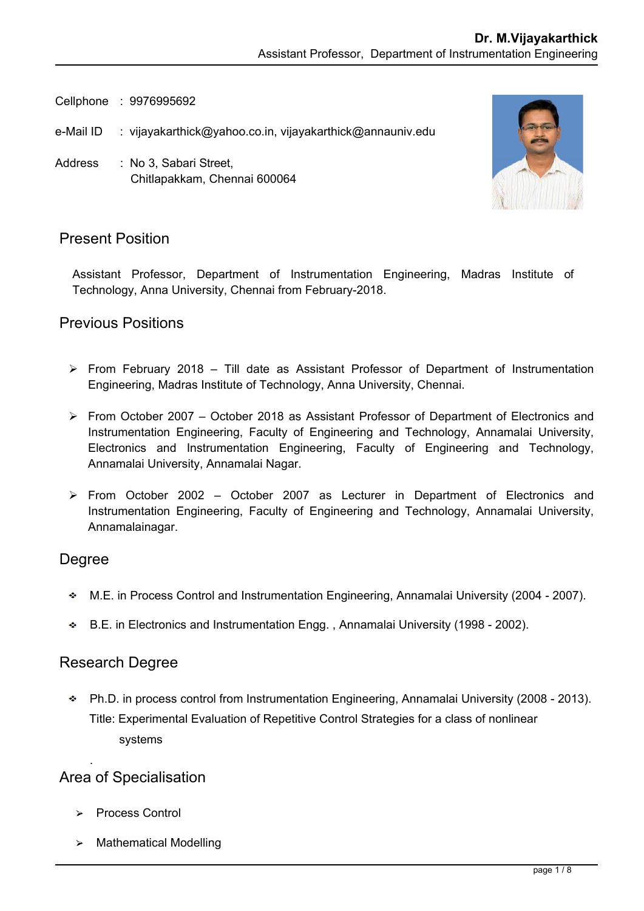**Dr. M.Vijayakarthick**
Assistant Professor, Department of Instrumentation Engineering

Cellphone : 9976995692

e-Mail ID : vijayakarthick@yahoo.co.in, vijayakarthick@annauniv.edu

Address : No 3, Sabari Street,
Chitlapakkam, Chennai 600064

## Present Position

Assistant Professor, Department of Instrumentation Engineering, Madras Institute of Technology, Anna University, Chennai from February-2018.

## Previous Positions

- From February 2018 – Till date as Assistant Professor of Department of Instrumentation Engineering, Madras Institute of Technology, Anna University, Chennai.
- From October 2007 – October 2018 as Assistant Professor of Department of Electronics and Instrumentation Engineering, Faculty of Engineering and Technology, Annamalai University, Electronics and Instrumentation Engineering, Faculty of Engineering and Technology, Annamalai University, Annamalai Nagar.
- From October 2002 – October 2007 as Lecturer in Department of Electronics and Instrumentation Engineering, Faculty of Engineering and Technology, Annamalai University, Annamalainagar.

## Degree

- M.E. in Process Control and Instrumentation Engineering, Annamalai University (2004 - 2007).
- B.E. in Electronics and Instrumentation Engg. , Annamalai University (1998 - 2002).

## Research Degree

- Ph.D. in process control from Instrumentation Engineering, Annamalai University (2008 - 2013).
  Title: Experimental Evaluation of Repetitive Control Strategies for a class of nonlinear systems

## Area of Specialisation

- Process Control
- Mathematical Modelling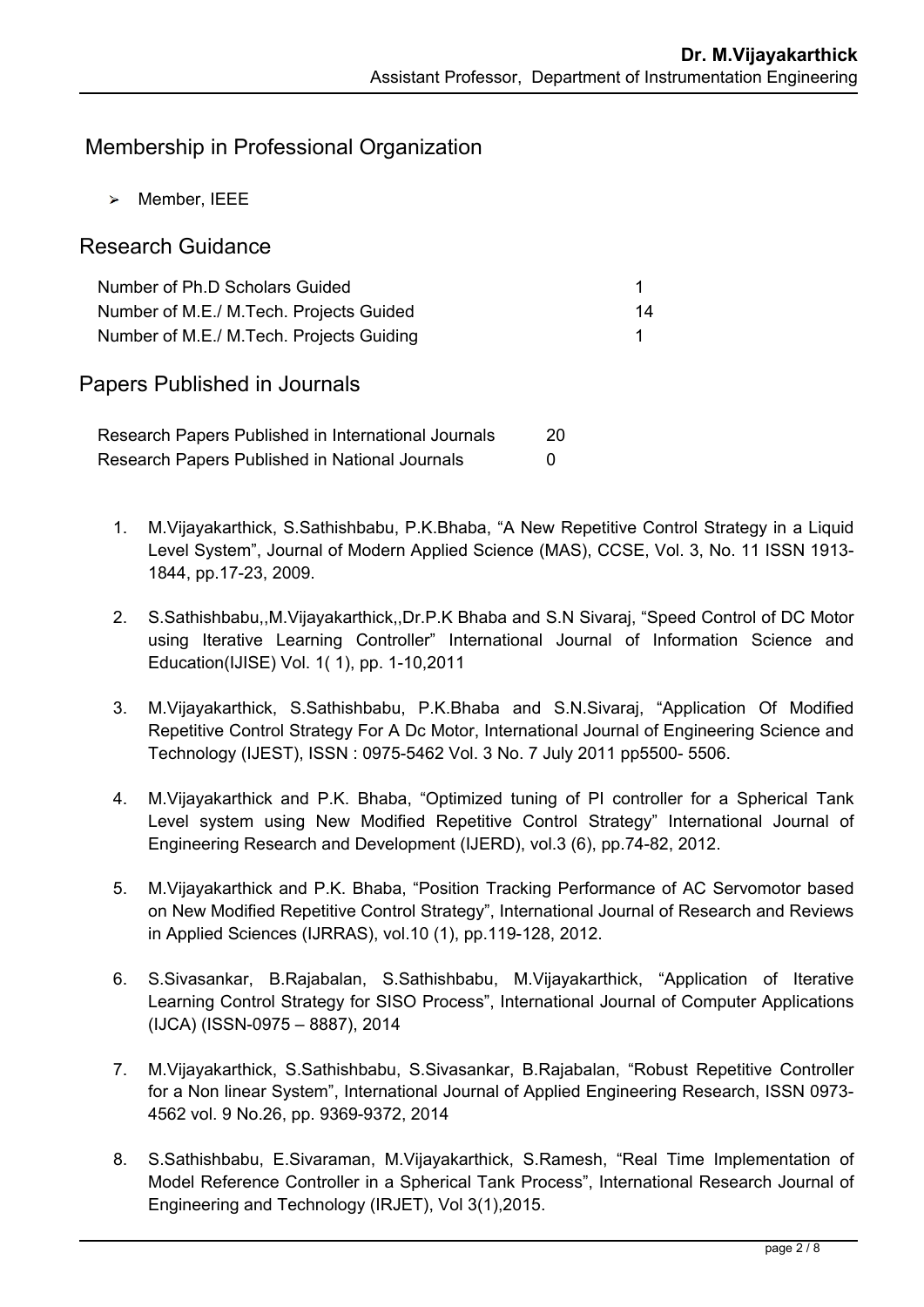## Membership in Professional Organization

- Member, IEEE

## Research Guidance

| | |
|---|---|
| Number of Ph.D Scholars Guided | 1 |
| Number of M.E./ M.Tech. Projects Guided | 14 |
| Number of M.E./ M.Tech. Projects Guiding | 1 |

## Papers Published in Journals

| | |
|---|---|
| Research Papers Published in International Journals | 20 |
| Research Papers Published in National Journals | 0 |

1. M.Vijayakarthick, S.Sathishbabu, P.K.Bhaba, "A New Repetitive Control Strategy in a Liquid Level System", Journal of Modern Applied Science (MAS), CCSE, Vol. 3, No. 11 ISSN 1913-1844, pp.17-23, 2009.

2. S.Sathishbabu,,M.Vijayakarthick,,Dr.P.K Bhaba and S.N Sivaraj, "Speed Control of DC Motor using Iterative Learning Controller" International Journal of Information Science and Education(IJISE) Vol. 1( 1), pp. 1-10,2011

3. M.Vijayakarthick, S.Sathishbabu, P.K.Bhaba and S.N.Sivaraj, "Application Of Modified Repetitive Control Strategy For A Dc Motor, International Journal of Engineering Science and Technology (IJEST), ISSN : 0975-5462 Vol. 3 No. 7 July 2011 pp5500- 5506.

4. M.Vijayakarthick and P.K. Bhaba, "Optimized tuning of PI controller for a Spherical Tank Level system using New Modified Repetitive Control Strategy" International Journal of Engineering Research and Development (IJERD), vol.3 (6), pp.74-82, 2012.

5. M.Vijayakarthick and P.K. Bhaba, "Position Tracking Performance of AC Servomotor based on New Modified Repetitive Control Strategy", International Journal of Research and Reviews in Applied Sciences (IJRRAS), vol.10 (1), pp.119-128, 2012.

6. S.Sivasankar, B.Rajabalan, S.Sathishbabu, M.Vijayakarthick, "Application of Iterative Learning Control Strategy for SISO Process", International Journal of Computer Applications (IJCA) (ISSN-0975 – 8887), 2014

7. M.Vijayakarthick, S.Sathishbabu, S.Sivasankar, B.Rajabalan, "Robust Repetitive Controller for a Non linear System", International Journal of Applied Engineering Research, ISSN 0973-4562 vol. 9 No.26, pp. 9369-9372, 2014

8. S.Sathishbabu, E.Sivaraman, M.Vijayakarthick, S.Ramesh, "Real Time Implementation of Model Reference Controller in a Spherical Tank Process", International Research Journal of Engineering and Technology (IRJET), Vol 3(1),2015.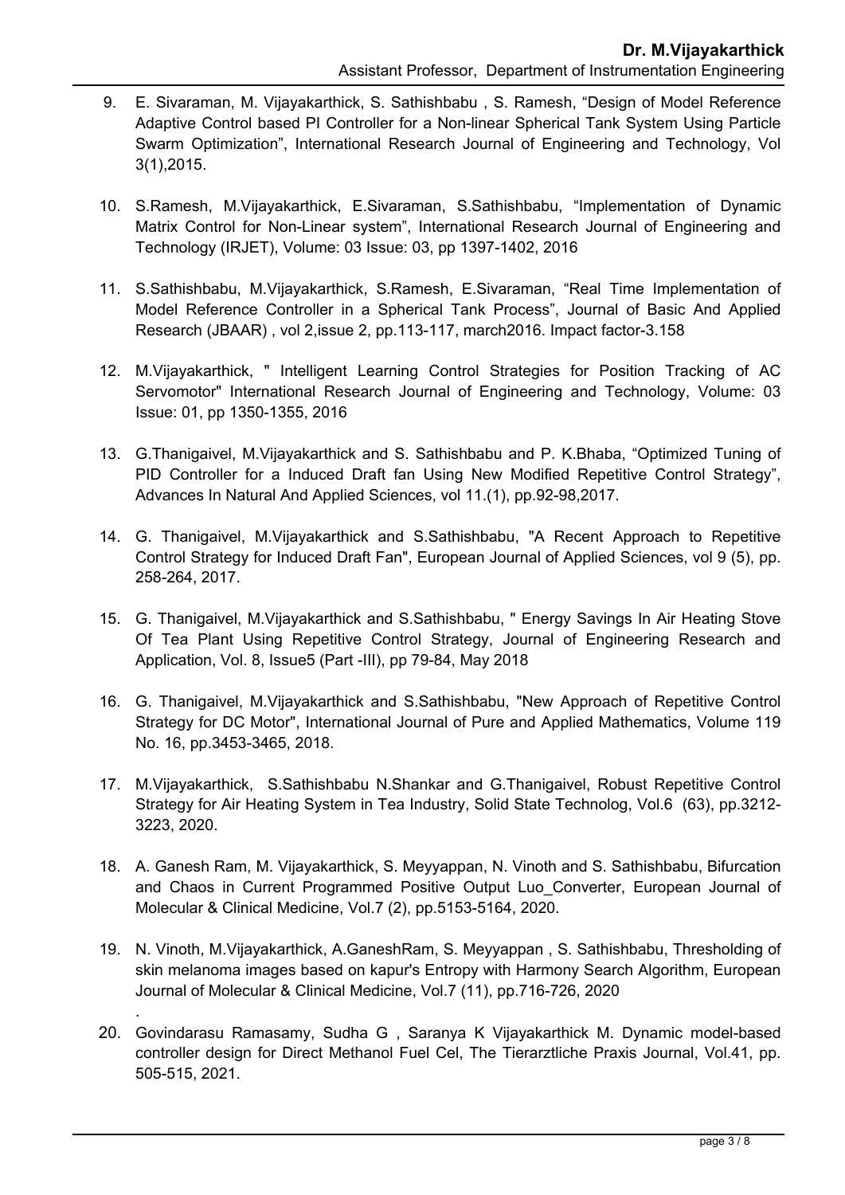9. E. Sivaraman, M. Vijayakarthick, S. Sathishbabu , S. Ramesh, “Design of Model Reference Adaptive Control based PI Controller for a Non-linear Spherical Tank System Using Particle Swarm Optimization”, International Research Journal of Engineering and Technology, Vol 3(1),2015.

10. S.Ramesh, M.Vijayakarthick, E.Sivaraman, S.Sathishbabu, “Implementation of Dynamic Matrix Control for Non-Linear system”, International Research Journal of Engineering and Technology (IRJET), Volume: 03 Issue: 03, pp 1397-1402, 2016

11. S.Sathishbabu, M.Vijayakarthick, S.Ramesh, E.Sivaraman, “Real Time Implementation of Model Reference Controller in a Spherical Tank Process”, Journal of Basic And Applied Research (JBAAR) , vol 2,issue 2, pp.113-117, march2016. Impact factor-3.158

12. M.Vijayakarthick, " Intelligent Learning Control Strategies for Position Tracking of AC Servomotor" International Research Journal of Engineering and Technology, Volume: 03 Issue: 01, pp 1350-1355, 2016

13. G.Thanigaivel, M.Vijayakarthick and S. Sathishbabu and P. K.Bhaba, “Optimized Tuning of PID Controller for a Induced Draft fan Using New Modified Repetitive Control Strategy”, Advances In Natural And Applied Sciences, vol 11.(1), pp.92-98,2017.

14. G. Thanigaivel, M.Vijayakarthick and S.Sathishbabu, "A Recent Approach to Repetitive Control Strategy for Induced Draft Fan", European Journal of Applied Sciences, vol 9 (5), pp. 258-264, 2017.

15. G. Thanigaivel, M.Vijayakarthick and S.Sathishbabu, " Energy Savings In Air Heating Stove Of Tea Plant Using Repetitive Control Strategy, Journal of Engineering Research and Application, Vol. 8, Issue5 (Part -III), pp 79-84, May 2018

16. G. Thanigaivel, M.Vijayakarthick and S.Sathishbabu, "New Approach of Repetitive Control Strategy for DC Motor", International Journal of Pure and Applied Mathematics, Volume 119 No. 16, pp.3453-3465, 2018.

17. M.Vijayakarthick, S.Sathishbabu N.Shankar and G.Thanigaivel, Robust Repetitive Control Strategy for Air Heating System in Tea Industry, Solid State Technolog, Vol.6 (63), pp.3212-3223, 2020.

18. A. Ganesh Ram, M. Vijayakarthick, S. Meyyappan, N. Vinoth and S. Sathishbabu, Bifurcation and Chaos in Current Programmed Positive Output Luo_Converter, European Journal of Molecular & Clinical Medicine, Vol.7 (2), pp.5153-5164, 2020.

19. N. Vinoth, M.Vijayakarthick, A.GaneshRam, S. Meyyappan , S. Sathishbabu, Thresholding of skin melanoma images based on kapur's Entropy with Harmony Search Algorithm, European Journal of Molecular & Clinical Medicine, Vol.7 (11), pp.716-726, 2020
.

20. Govindarasu Ramasamy, Sudha G , Saranya K Vijayakarthick M. Dynamic model-based controller design for Direct Methanol Fuel Cel, The Tierarztliche Praxis Journal, Vol.41, pp. 505-515, 2021.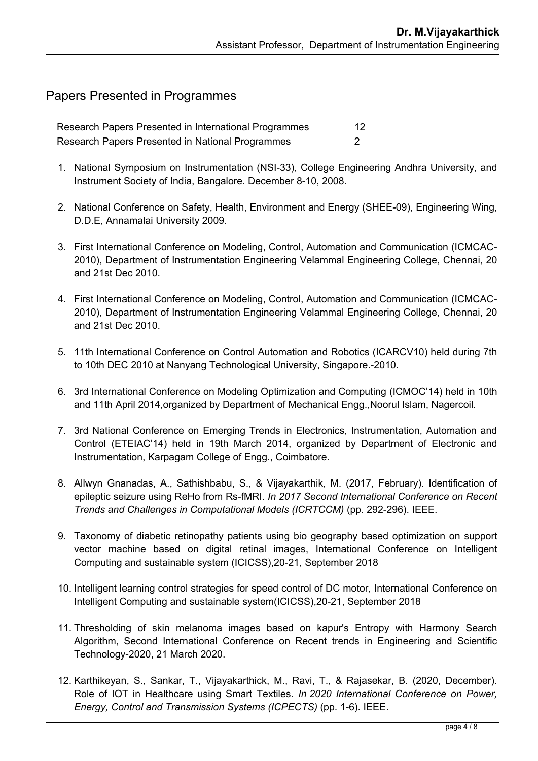## Papers Presented in Programmes

| | |
|---|---|
| Research Papers Presented in International Programmes | 12 |
| Research Papers Presented in National Programmes | 2 |

1. National Symposium on Instrumentation (NSI-33), College Engineering Andhra University, and Instrument Society of India, Bangalore. December 8-10, 2008.

2. National Conference on Safety, Health, Environment and Energy (SHEE-09), Engineering Wing, D.D.E, Annamalai University 2009.

3. First International Conference on Modeling, Control, Automation and Communication (ICMCAC-2010), Department of Instrumentation Engineering Velammal Engineering College, Chennai, 20 and 21st Dec 2010.

4. First International Conference on Modeling, Control, Automation and Communication (ICMCAC-2010), Department of Instrumentation Engineering Velammal Engineering College, Chennai, 20 and 21st Dec 2010.

5. 11th International Conference on Control Automation and Robotics (ICARCV10) held during 7th to 10th DEC 2010 at Nanyang Technological University, Singapore.-2010.

6. 3rd International Conference on Modeling Optimization and Computing (ICMOC'14) held in 10th and 11th April 2014,organized by Department of Mechanical Engg.,Noorul Islam, Nagercoil.

7. 3rd National Conference on Emerging Trends in Electronics, Instrumentation, Automation and Control (ETEIAC'14) held in 19th March 2014, organized by Department of Electronic and Instrumentation, Karpagam College of Engg., Coimbatore.

8. Allwyn Gnanadas, A., Sathishbabu, S., & Vijayakarthik, M. (2017, February). Identification of epileptic seizure using ReHo from Rs-fMRI. *In 2017 Second International Conference on Recent Trends and Challenges in Computational Models (ICRTCCM)* (pp. 292-296). IEEE.

9. Taxonomy of diabetic retinopathy patients using bio geography based optimization on support vector machine based on digital retinal images, International Conference on Intelligent Computing and sustainable system (ICICSS),20-21, September 2018

10. Intelligent learning control strategies for speed control of DC motor, International Conference on Intelligent Computing and sustainable system(ICICSS),20-21, September 2018

11. Thresholding of skin melanoma images based on kapur's Entropy with Harmony Search Algorithm, Second International Conference on Recent trends in Engineering and Scientific Technology-2020, 21 March 2020.

12. Karthikeyan, S., Sankar, T., Vijayakarthick, M., Ravi, T., & Rajasekar, B. (2020, December). Role of IOT in Healthcare using Smart Textiles. *In 2020 International Conference on Power, Energy, Control and Transmission Systems (ICPECTS)* (pp. 1-6). IEEE.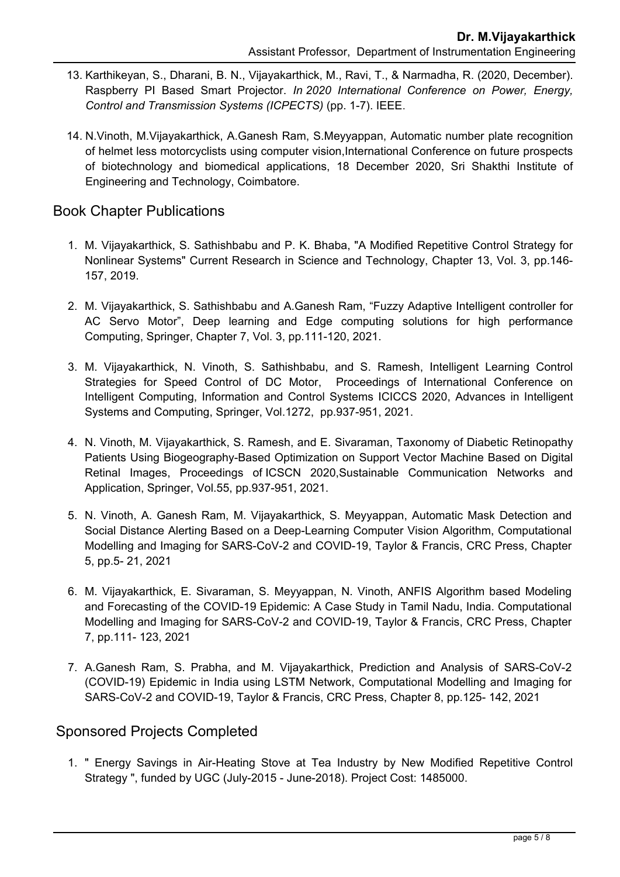13. Karthikeyan, S., Dharani, B. N., Vijayakarthick, M., Ravi, T., & Narmadha, R. (2020, December). Raspberry PI Based Smart Projector. *In 2020 International Conference on Power, Energy, Control and Transmission Systems (ICPECTS)* (pp. 1-7). IEEE.

14. N.Vinoth, M.Vijayakarthick, A.Ganesh Ram, S.Meyyappan, Automatic number plate recognition of helmet less motorcyclists using computer vision,International Conference on future prospects of biotechnology and biomedical applications, 18 December 2020, Sri Shakthi Institute of Engineering and Technology, Coimbatore.

## Book Chapter Publications

1. M. Vijayakarthick, S. Sathishbabu and P. K. Bhaba, "A Modified Repetitive Control Strategy for Nonlinear Systems" Current Research in Science and Technology, Chapter 13, Vol. 3, pp.146-157, 2019.

2. M. Vijayakarthick, S. Sathishbabu and A.Ganesh Ram, "Fuzzy Adaptive Intelligent controller for AC Servo Motor", Deep learning and Edge computing solutions for high performance Computing, Springer, Chapter 7, Vol. 3, pp.111-120, 2021.

3. M. Vijayakarthick, N. Vinoth, S. Sathishbabu, and S. Ramesh, Intelligent Learning Control Strategies for Speed Control of DC Motor, Proceedings of International Conference on Intelligent Computing, Information and Control Systems ICICCS 2020, Advances in Intelligent Systems and Computing, Springer, Vol.1272, pp.937-951, 2021.

4. N. Vinoth, M. Vijayakarthick, S. Ramesh, and E. Sivaraman, Taxonomy of Diabetic Retinopathy Patients Using Biogeography-Based Optimization on Support Vector Machine Based on Digital Retinal Images, Proceedings of ICSCN 2020,Sustainable Communication Networks and Application, Springer, Vol.55, pp.937-951, 2021.

5. N. Vinoth, A. Ganesh Ram, M. Vijayakarthick, S. Meyyappan, Automatic Mask Detection and Social Distance Alerting Based on a Deep-Learning Computer Vision Algorithm, Computational Modelling and Imaging for SARS-CoV-2 and COVID-19, Taylor & Francis, CRC Press, Chapter 5, pp.5- 21, 2021

6. M. Vijayakarthick, E. Sivaraman, S. Meyyappan, N. Vinoth, ANFIS Algorithm based Modeling and Forecasting of the COVID-19 Epidemic: A Case Study in Tamil Nadu, India. Computational Modelling and Imaging for SARS-CoV-2 and COVID-19, Taylor & Francis, CRC Press, Chapter 7, pp.111- 123, 2021

7. A.Ganesh Ram, S. Prabha, and M. Vijayakarthick, Prediction and Analysis of SARS-CoV-2 (COVID-19) Epidemic in India using LSTM Network, Computational Modelling and Imaging for SARS-CoV-2 and COVID-19, Taylor & Francis, CRC Press, Chapter 8, pp.125- 142, 2021

## Sponsored Projects Completed

1. " Energy Savings in Air-Heating Stove at Tea Industry by New Modified Repetitive Control Strategy ", funded by UGC (July-2015 - June-2018). Project Cost: 1485000.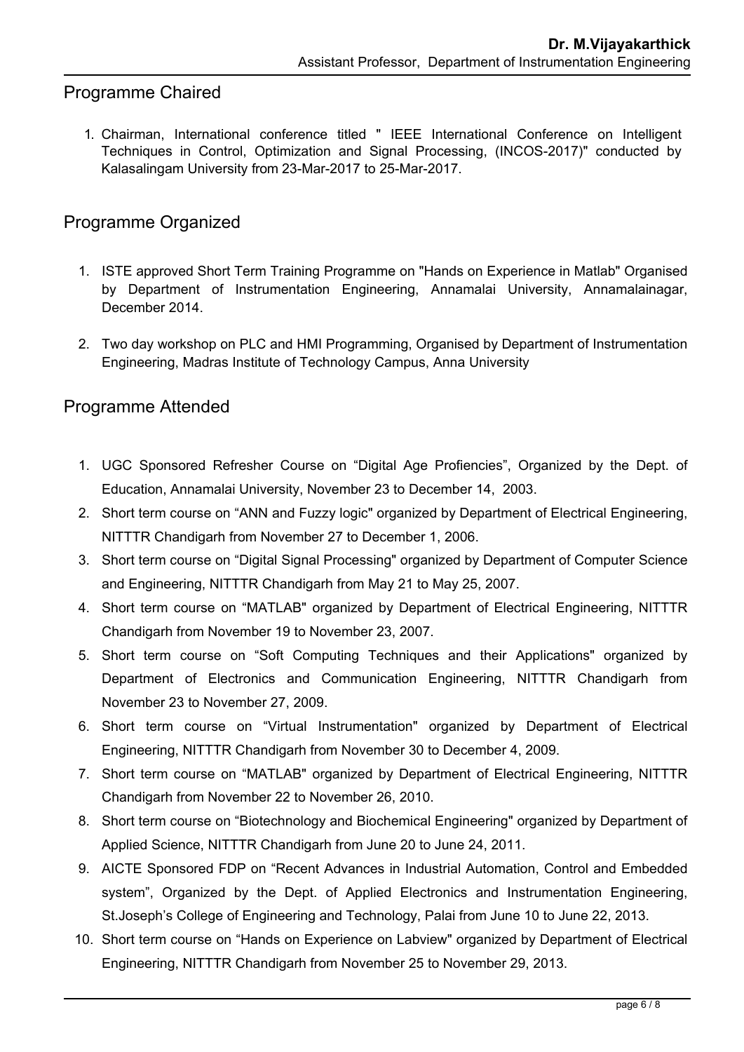## Programme Chaired

1. Chairman, International conference titled " IEEE International Conference on Intelligent Techniques in Control, Optimization and Signal Processing, (INCOS-2017)" conducted by Kalasalingam University from 23-Mar-2017 to 25-Mar-2017.

## Programme Organized

1. ISTE approved Short Term Training Programme on "Hands on Experience in Matlab" Organised by Department of Instrumentation Engineering, Annamalai University, Annamalainagar, December 2014.
2. Two day workshop on PLC and HMI Programming, Organised by Department of Instrumentation Engineering, Madras Institute of Technology Campus, Anna University

## Programme Attended

1. UGC Sponsored Refresher Course on “Digital Age Profiencies”, Organized by the Dept. of Education, Annamalai University, November 23 to December 14, 2003.
2. Short term course on “ANN and Fuzzy logic" organized by Department of Electrical Engineering, NITTTR Chandigarh from November 27 to December 1, 2006.
3. Short term course on “Digital Signal Processing" organized by Department of Computer Science and Engineering, NITTTR Chandigarh from May 21 to May 25, 2007.
4. Short term course on “MATLAB" organized by Department of Electrical Engineering, NITTTR Chandigarh from November 19 to November 23, 2007.
5. Short term course on “Soft Computing Techniques and their Applications" organized by Department of Electronics and Communication Engineering, NITTTR Chandigarh from November 23 to November 27, 2009.
6. Short term course on “Virtual Instrumentation" organized by Department of Electrical Engineering, NITTTR Chandigarh from November 30 to December 4, 2009.
7. Short term course on “MATLAB" organized by Department of Electrical Engineering, NITTTR Chandigarh from November 22 to November 26, 2010.
8. Short term course on “Biotechnology and Biochemical Engineering" organized by Department of Applied Science, NITTTR Chandigarh from June 20 to June 24, 2011.
9. AICTE Sponsored FDP on “Recent Advances in Industrial Automation, Control and Embedded system”, Organized by the Dept. of Applied Electronics and Instrumentation Engineering, St.Joseph’s College of Engineering and Technology, Palai from June 10 to June 22, 2013.
10. Short term course on “Hands on Experience on Labview" organized by Department of Electrical Engineering, NITTTR Chandigarh from November 25 to November 29, 2013.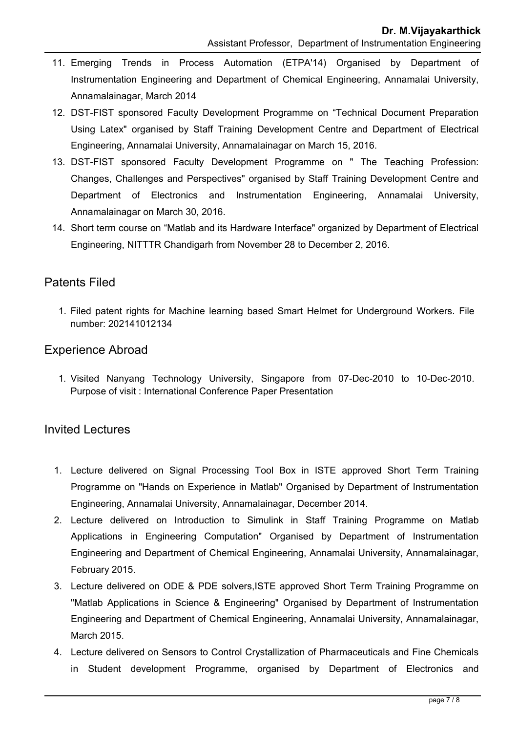11. Emerging Trends in Process Automation (ETPA'14) Organised by Department of Instrumentation Engineering and Department of Chemical Engineering, Annamalai University, Annamalainagar, March 2014
12. DST-FIST sponsored Faculty Development Programme on “Technical Document Preparation Using Latex" organised by Staff Training Development Centre and Department of Electrical Engineering, Annamalai University, Annamalainagar on March 15, 2016.
13. DST-FIST sponsored Faculty Development Programme on " The Teaching Profession: Changes, Challenges and Perspectives" organised by Staff Training Development Centre and Department of Electronics and Instrumentation Engineering, Annamalai University, Annamalainagar on March 30, 2016.
14. Short term course on “Matlab and its Hardware Interface" organized by Department of Electrical Engineering, NITTTR Chandigarh from November 28 to December 2, 2016.

## Patents Filed

1. Filed patent rights for Machine learning based Smart Helmet for Underground Workers. File number: 202141012134

## Experience Abroad

1. Visited Nanyang Technology University, Singapore from 07-Dec-2010 to 10-Dec-2010. Purpose of visit : International Conference Paper Presentation

## Invited Lectures

1. Lecture delivered on Signal Processing Tool Box in ISTE approved Short Term Training Programme on "Hands on Experience in Matlab" Organised by Department of Instrumentation Engineering, Annamalai University, Annamalainagar, December 2014.
2. Lecture delivered on Introduction to Simulink in Staff Training Programme on Matlab Applications in Engineering Computation" Organised by Department of Instrumentation Engineering and Department of Chemical Engineering, Annamalai University, Annamalainagar, February 2015.
3. Lecture delivered on ODE & PDE solvers,ISTE approved Short Term Training Programme on "Matlab Applications in Science & Engineering" Organised by Department of Instrumentation Engineering and Department of Chemical Engineering, Annamalai University, Annamalainagar, March 2015.
4. Lecture delivered on Sensors to Control Crystallization of Pharmaceuticals and Fine Chemicals in Student development Programme, organised by Department of Electronics and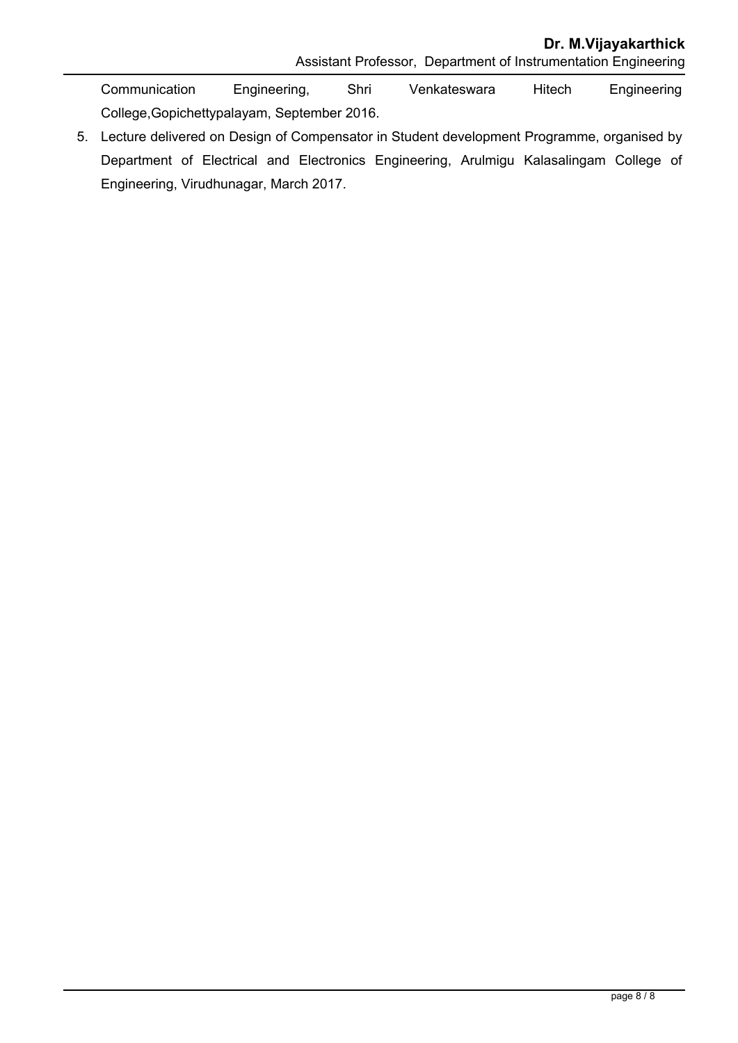Communication Engineering, Shri Venkateswara Hitech Engineering College,Gopichettypalayam, September 2016.

5. Lecture delivered on Design of Compensator in Student development Programme, organised by Department of Electrical and Electronics Engineering, Arulmigu Kalasalingam College of Engineering, Virudhunagar, March 2017.